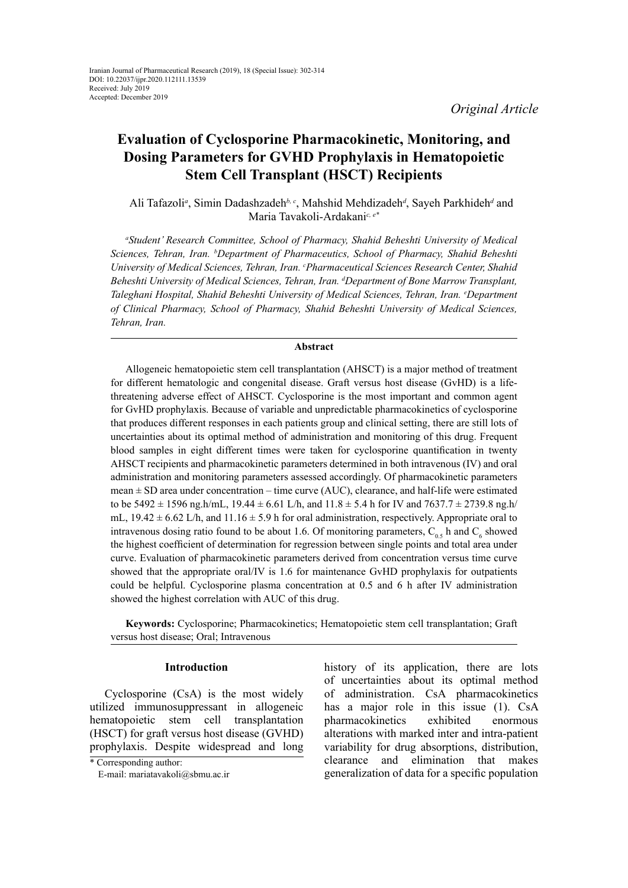Iranian Journal of Pharmaceutical Research (2019), 18 (Special Issue): 302-314
DOI: 10.22037/ijpr.2020.112111.13539
Received: July 2019
Accepted: December 2019

*Original Article*

# Evaluation of Cyclosporine Pharmacokinetic, Monitoring, and Dosing Parameters for GVHD Prophylaxis in Hematopoietic Stem Cell Transplant (HSCT) Recipients

Ali Tafazoli[a], Simin Dadashzadeh[b, c], Mahshid Mehdizadeh[d], Sayeh Parkhideh[d] and Maria Tavakoli-Ardakani[c, e*]

*[a]Student' Research Committee, School of Pharmacy, Shahid Beheshti University of Medical Sciences, Tehran, Iran. [b]Department of Pharmaceutics, School of Pharmacy, Shahid Beheshti University of Medical Sciences, Tehran, Iran. [c]Pharmaceutical Sciences Research Center, Shahid Beheshti University of Medical Sciences, Tehran, Iran. [d]Department of Bone Marrow Transplant, Taleghani Hospital, Shahid Beheshti University of Medical Sciences, Tehran, Iran. [e]Department of Clinical Pharmacy, School of Pharmacy, Shahid Beheshti University of Medical Sciences, Tehran, Iran.*

## Abstract

Allogeneic hematopoietic stem cell transplantation (AHSCT) is a major method of treatment for different hematologic and congenital disease. Graft versus host disease (GvHD) is a life-threatening adverse effect of AHSCT. Cyclosporine is the most important and common agent for GvHD prophylaxis. Because of variable and unpredictable pharmacokinetics of cyclosporine that produces different responses in each patients group and clinical setting, there are still lots of uncertainties about its optimal method of administration and monitoring of this drug. Frequent blood samples in eight different times were taken for cyclosporine quantification in twenty AHSCT recipients and pharmacokinetic parameters determined in both intravenous (IV) and oral administration and monitoring parameters assessed accordingly. Of pharmacokinetic parameters mean ± SD area under concentration – time curve (AUC), clearance, and half-life were estimated to be 5492 ± 1596 ng.h/mL, 19.44 ± 6.61 L/h, and 11.8 ± 5.4 h for IV and 7637.7 ± 2739.8 ng.h/mL, 19.42 ± 6.62 L/h, and 11.16 ± 5.9 h for oral administration, respectively. Appropriate oral to intravenous dosing ratio found to be about 1.6. Of monitoring parameters, $C_{0.5}$ h and $C_6$ showed the highest coefficient of determination for regression between single points and total area under curve. Evaluation of pharmacokinetic parameters derived from concentration versus time curve showed that the appropriate oral/IV is 1.6 for maintenance GvHD prophylaxis for outpatients could be helpful. Cyclosporine plasma concentration at 0.5 and 6 h after IV administration showed the highest correlation with AUC of this drug.

**Keywords:** Cyclosporine; Pharmacokinetics; Hematopoietic stem cell transplantation; Graft versus host disease; Oral; Intravenous

## Introduction

Cyclosporine (CsA) is the most widely utilized immunosuppressant in allogeneic hematopoietic stem cell transplantation (HSCT) for graft versus host disease (GVHD) prophylaxis. Despite widespread and long history of its application, there are lots of uncertainties about its optimal method of administration. CsA pharmacokinetics has a major role in this issue (1). CsA pharmacokinetics exhibited enormous alterations with marked inter and intra-patient variability for drug absorptions, distribution, clearance and elimination that makes generalization of data for a specific population

\* Corresponding author:
E-mail: mariatavakoli@sbmu.ac.ir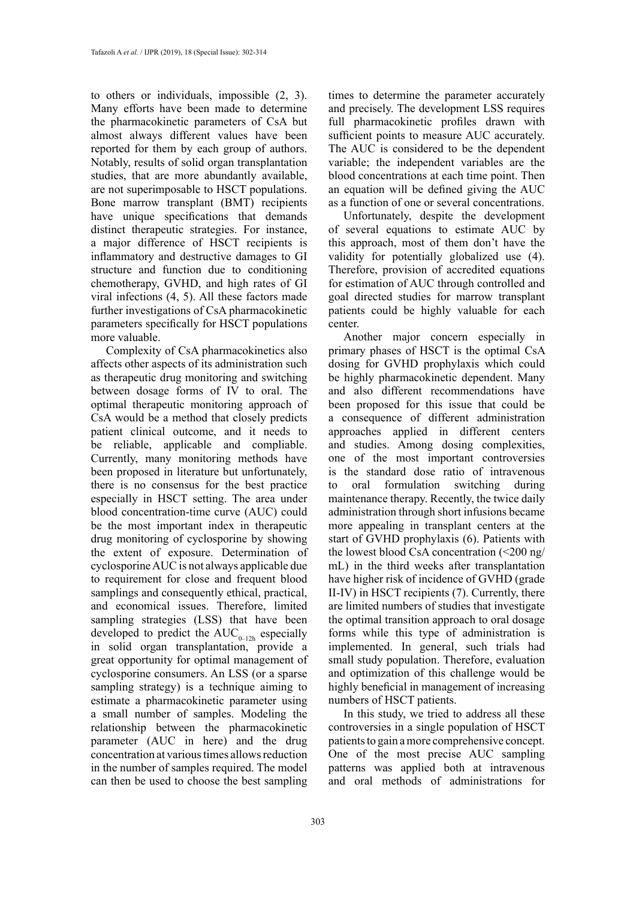to others or individuals, impossible (2, 3). Many efforts have been made to determine the pharmacokinetic parameters of CsA but almost always different values have been reported for them by each group of authors. Notably, results of solid organ transplantation studies, that are more abundantly available, are not superimposable to HSCT populations. Bone marrow transplant (BMT) recipients have unique specifications that demands distinct therapeutic strategies. For instance, a major difference of HSCT recipients is inflammatory and destructive damages to GI structure and function due to conditioning chemotherapy, GVHD, and high rates of GI viral infections (4, 5). All these factors made further investigations of CsA pharmacokinetic parameters specifically for HSCT populations more valuable.

Complexity of CsA pharmacokinetics also affects other aspects of its administration such as therapeutic drug monitoring and switching between dosage forms of IV to oral. The optimal therapeutic monitoring approach of CsA would be a method that closely predicts patient clinical outcome, and it needs to be reliable, applicable and compliable. Currently, many monitoring methods have been proposed in literature but unfortunately, there is no consensus for the best practice especially in HSCT setting. The area under blood concentration-time curve (AUC) could be the most important index in therapeutic drug monitoring of cyclosporine by showing the extent of exposure. Determination of cyclosporine AUC is not always applicable due to requirement for close and frequent blood samplings and consequently ethical, practical, and economical issues. Therefore, limited sampling strategies (LSS) that have been developed to predict the $AUC_{0-12h}$ especially in solid organ transplantation, provide a great opportunity for optimal management of cyclosporine consumers. An LSS (or a sparse sampling strategy) is a technique aiming to estimate a pharmacokinetic parameter using a small number of samples. Modeling the relationship between the pharmacokinetic parameter (AUC in here) and the drug concentration at various times allows reduction in the number of samples required. The model can then be used to choose the best sampling times to determine the parameter accurately and precisely. The development LSS requires full pharmacokinetic profiles drawn with sufficient points to measure AUC accurately. The AUC is considered to be the dependent variable; the independent variables are the blood concentrations at each time point. Then an equation will be defined giving the AUC as a function of one or several concentrations.

Unfortunately, despite the development of several equations to estimate AUC by this approach, most of them don't have the validity for potentially globalized use (4). Therefore, provision of accredited equations for estimation of AUC through controlled and goal directed studies for marrow transplant patients could be highly valuable for each center.

Another major concern especially in primary phases of HSCT is the optimal CsA dosing for GVHD prophylaxis which could be highly pharmacokinetic dependent. Many and also different recommendations have been proposed for this issue that could be a consequence of different administration approaches applied in different centers and studies. Among dosing complexities, one of the most important controversies is the standard dose ratio of intravenous to oral formulation switching during maintenance therapy. Recently, the twice daily administration through short infusions became more appealing in transplant centers at the start of GVHD prophylaxis (6). Patients with the lowest blood CsA concentration (<200 ng/mL) in the third weeks after transplantation have higher risk of incidence of GVHD (grade II-IV) in HSCT recipients (7). Currently, there are limited numbers of studies that investigate the optimal transition approach to oral dosage forms while this type of administration is implemented. In general, such trials had small study population. Therefore, evaluation and optimization of this challenge would be highly beneficial in management of increasing numbers of HSCT patients.

In this study, we tried to address all these controversies in a single population of HSCT patients to gain a more comprehensive concept. One of the most precise AUC sampling patterns was applied both at intravenous and oral methods of administrations for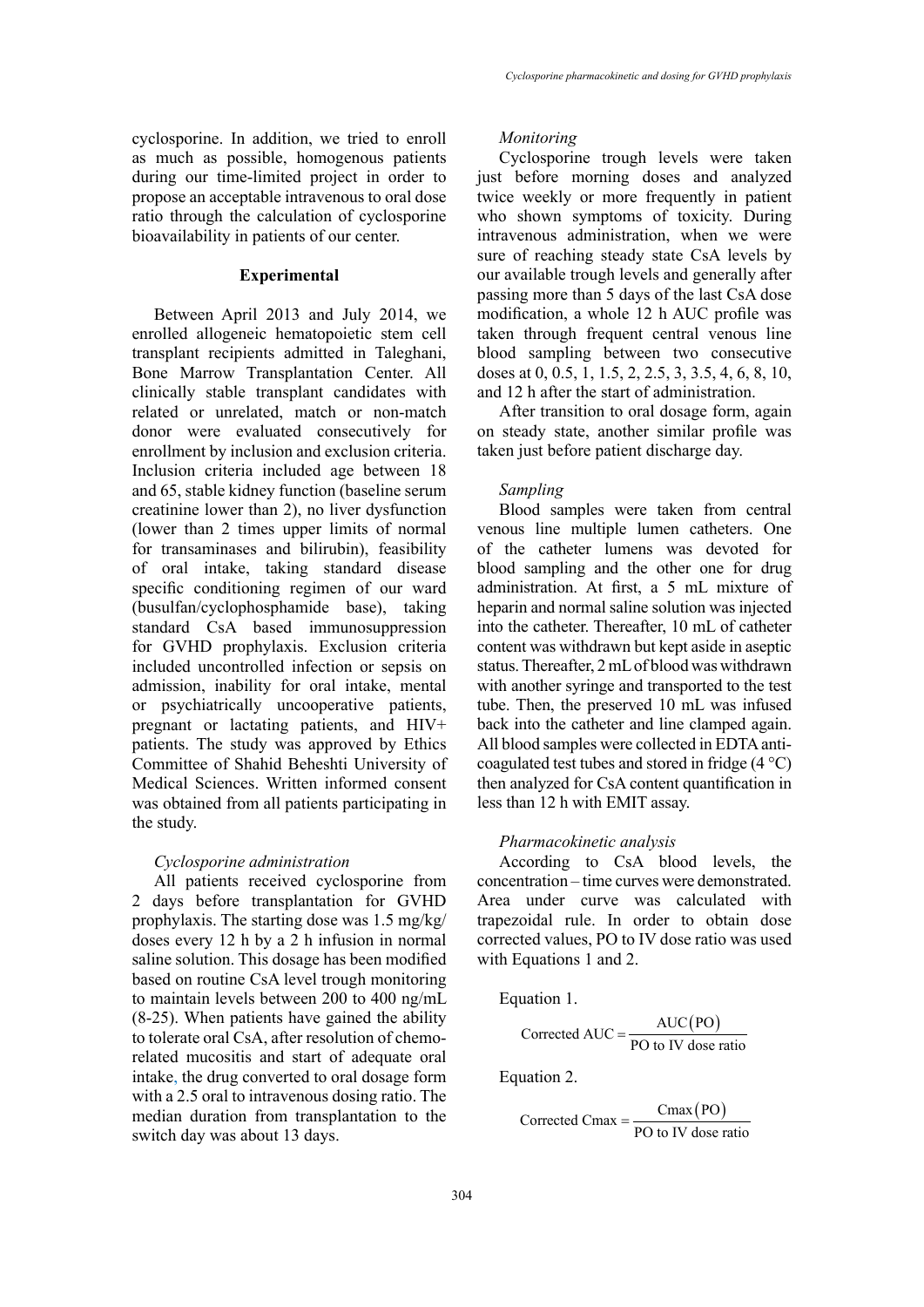cyclosporine. In addition, we tried to enroll as much as possible, homogenous patients during our time-limited project in order to propose an acceptable intravenous to oral dose ratio through the calculation of cyclosporine bioavailability in patients of our center.

## Experimental

Between April 2013 and July 2014, we enrolled allogeneic hematopoietic stem cell transplant recipients admitted in Taleghani, Bone Marrow Transplantation Center. All clinically stable transplant candidates with related or unrelated, match or non-match donor were evaluated consecutively for enrollment by inclusion and exclusion criteria. Inclusion criteria included age between 18 and 65, stable kidney function (baseline serum creatinine lower than 2), no liver dysfunction (lower than 2 times upper limits of normal for transaminases and bilirubin), feasibility of oral intake, taking standard disease specific conditioning regimen of our ward (busulfan/cyclophosphamide base), taking standard CsA based immunosuppression for GVHD prophylaxis. Exclusion criteria included uncontrolled infection or sepsis on admission, inability for oral intake, mental or psychiatrically uncooperative patients, pregnant or lactating patients, and HIV+ patients. The study was approved by Ethics Committee of Shahid Beheshti University of Medical Sciences. Written informed consent was obtained from all patients participating in the study.

### *Cyclosporine administration*

All patients received cyclosporine from 2 days before transplantation for GVHD prophylaxis. The starting dose was 1.5 mg/kg/doses every 12 h by a 2 h infusion in normal saline solution. This dosage has been modified based on routine CsA level trough monitoring to maintain levels between 200 to 400 ng/mL (8-25). When patients have gained the ability to tolerate oral CsA, after resolution of chemo-related mucositis and start of adequate oral intake, the drug converted to oral dosage form with a 2.5 oral to intravenous dosing ratio. The median duration from transplantation to the switch day was about 13 days.

### *Monitoring*

Cyclosporine trough levels were taken just before morning doses and analyzed twice weekly or more frequently in patient who shown symptoms of toxicity. During intravenous administration, when we were sure of reaching steady state CsA levels by our available trough levels and generally after passing more than 5 days of the last CsA dose modification, a whole 12 h AUC profile was taken through frequent central venous line blood sampling between two consecutive doses at 0, 0.5, 1, 1.5, 2, 2.5, 3, 3.5, 4, 6, 8, 10, and 12 h after the start of administration.

After transition to oral dosage form, again on steady state, another similar profile was taken just before patient discharge day.

### *Sampling*

Blood samples were taken from central venous line multiple lumen catheters. One of the catheter lumens was devoted for blood sampling and the other one for drug administration. At first, a 5 mL mixture of heparin and normal saline solution was injected into the catheter. Thereafter, 10 mL of catheter content was withdrawn but kept aside in aseptic status. Thereafter, 2 mL of blood was withdrawn with another syringe and transported to the test tube. Then, the preserved 10 mL was infused back into the catheter and line clamped again. All blood samples were collected in EDTA anti-coagulated test tubes and stored in fridge (4 °C) then analyzed for CsA content quantification in less than 12 h with EMIT assay.

### *Pharmacokinetic analysis*

According to CsA blood levels, the concentration – time curves were demonstrated. Area under curve was calculated with trapezoidal rule. In order to obtain dose corrected values, PO to IV dose ratio was used with Equations 1 and 2.

Equation 1.

$$\text{Corrected AUC} = \frac{\text{AUC(PO)}}{\text{PO to IV dose ratio}}$$

Equation 2.

$$\text{Corrected Cmax} = \frac{\text{Cmax(PO)}}{\text{PO to IV dose ratio}}$$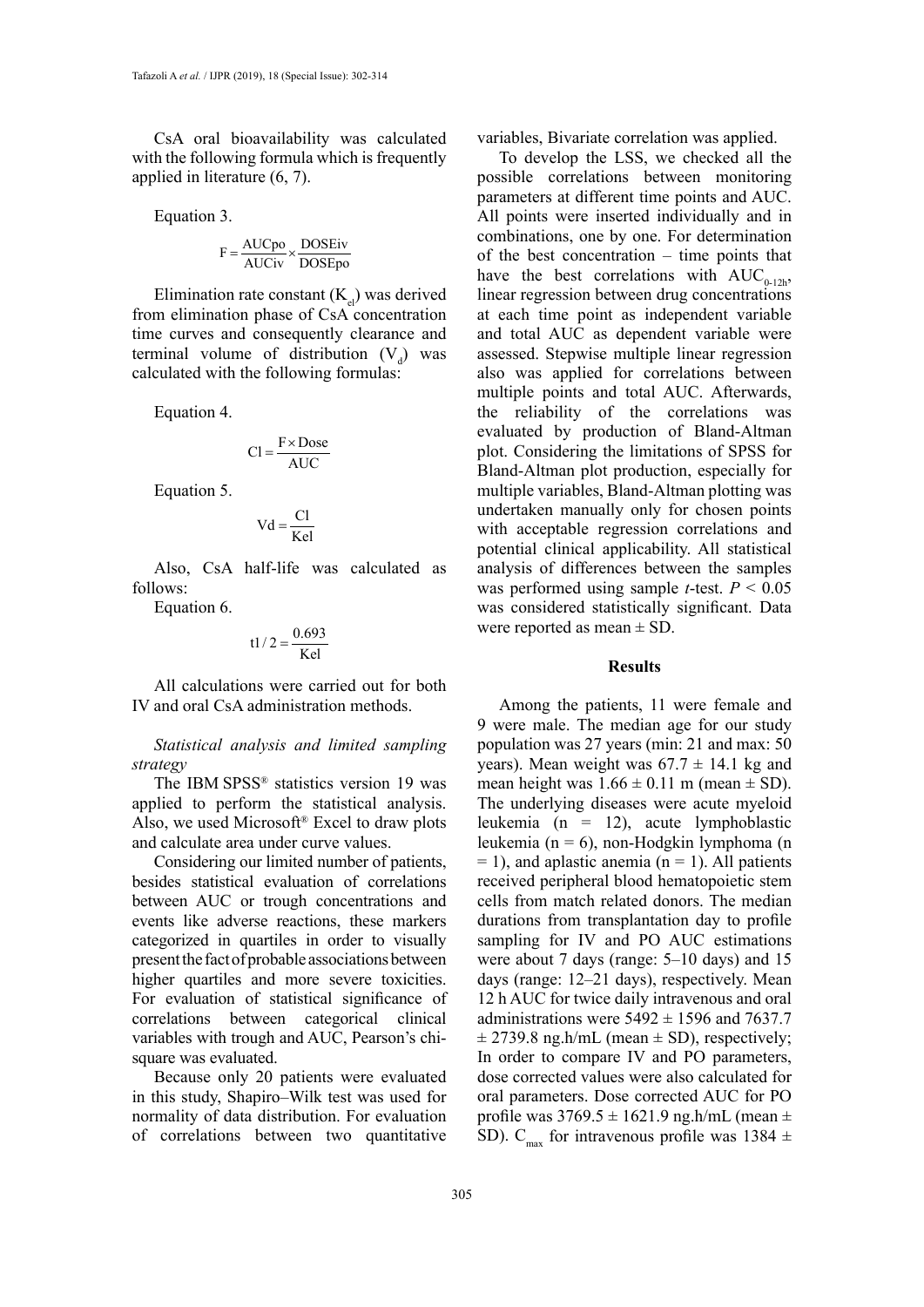CsA oral bioavailability was calculated with the following formula which is frequently applied in literature (6, 7).

Equation 3.

$$F = \frac{AUCpo}{AUCiv} \times \frac{DOSEiv}{DOSEpo}$$

Elimination rate constant ($K_{el}$) was derived from elimination phase of CsA concentration time curves and consequently clearance and terminal volume of distribution ($V_d$) was calculated with the following formulas:

Equation 4.

$$Cl = \frac{F \times Dose}{AUC}$$

Equation 5.

$$Vd = \frac{Cl}{Kel}$$

Also, CsA half-life was calculated as follows:

Equation 6.

$$t1/2 = \frac{0.693}{Kel}$$

All calculations were carried out for both IV and oral CsA administration methods.

*Statistical analysis and limited sampling strategy*

The IBM SPSS® statistics version 19 was applied to perform the statistical analysis. Also, we used Microsoft® Excel to draw plots and calculate area under curve values.

Considering our limited number of patients, besides statistical evaluation of correlations between AUC or trough concentrations and events like adverse reactions, these markers categorized in quartiles in order to visually present the fact of probable associations between higher quartiles and more severe toxicities. For evaluation of statistical significance of correlations between categorical clinical variables with trough and AUC, Pearson's chi-square was evaluated.

Because only 20 patients were evaluated in this study, Shapiro–Wilk test was used for normality of data distribution. For evaluation of correlations between two quantitative variables, Bivariate correlation was applied.

To develop the LSS, we checked all the possible correlations between monitoring parameters at different time points and AUC. All points were inserted individually and in combinations, one by one. For determination of the best concentration – time points that have the best correlations with $AUC_{0\text{-}12h}$, linear regression between drug concentrations at each time point as independent variable and total AUC as dependent variable were assessed. Stepwise multiple linear regression also was applied for correlations between multiple points and total AUC. Afterwards, the reliability of the correlations was evaluated by production of Bland-Altman plot. Considering the limitations of SPSS for Bland-Altman plot production, especially for multiple variables, Bland-Altman plotting was undertaken manually only for chosen points with acceptable regression correlations and potential clinical applicability. All statistical analysis of differences between the samples was performed using sample *t*-test. $P < 0.05$ was considered statistically significant. Data were reported as mean ± SD.

## Results

Among the patients, 11 were female and 9 were male. The median age for our study population was 27 years (min: 21 and max: 50 years). Mean weight was 67.7 ± 14.1 kg and mean height was 1.66 ± 0.11 m (mean ± SD). The underlying diseases were acute myeloid leukemia (n = 12), acute lymphoblastic leukemia (n = 6), non-Hodgkin lymphoma (n = 1), and aplastic anemia (n = 1). All patients received peripheral blood hematopoietic stem cells from match related donors. The median durations from transplantation day to profile sampling for IV and PO AUC estimations were about 7 days (range: 5–10 days) and 15 days (range: 12–21 days), respectively. Mean 12 h AUC for twice daily intravenous and oral administrations were 5492 ± 1596 and 7637.7 ± 2739.8 ng.h/mL (mean ± SD), respectively; In order to compare IV and PO parameters, dose corrected values were also calculated for oral parameters. Dose corrected AUC for PO profile was 3769.5 ± 1621.9 ng.h/mL (mean ± SD). $C_{max}$ for intravenous profile was 1384 ±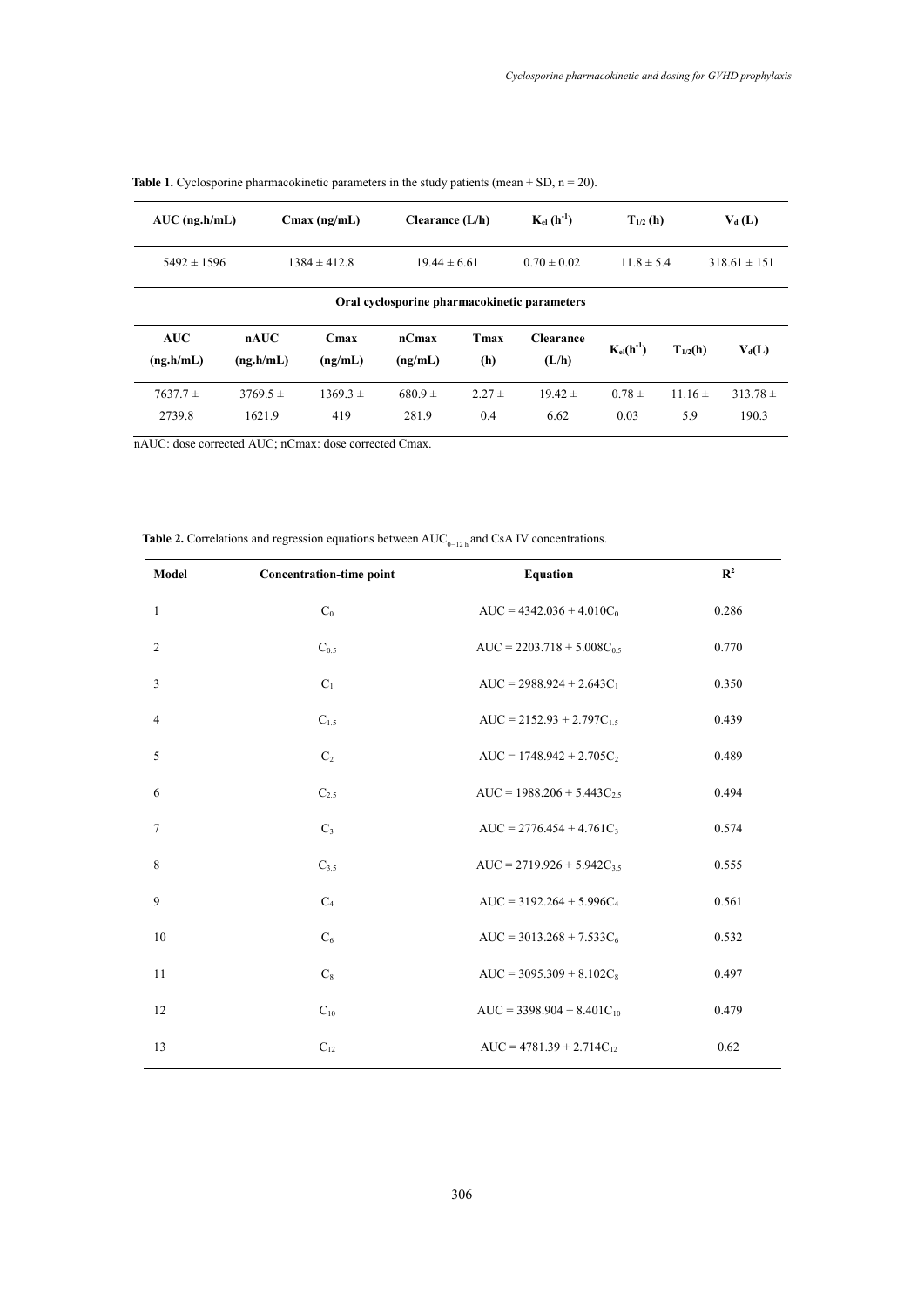**Table 1.** Cyclosporine pharmacokinetic parameters in the study patients (mean ± SD, n = 20).

| AUC (ng.h/mL) | Cmax (ng/mL) | Clearance (L/h) | $K_{el}$ ($h^{-1}$) | $T_{1/2}$ (h) | $V_d$ (L) |
|---|---|---|---|---|---|
| 5492 ± 1596 | 1384 ± 412.8 | 19.44 ± 6.61 | 0.70 ± 0.02 | 11.8 ± 5.4 | 318.61 ± 151 |

**Oral cyclosporine pharmacokinetic parameters**

| AUC (ng.h/mL) | nAUC (ng.h/mL) | Cmax (ng/mL) | nCmax (ng/mL) | Tmax (h) | Clearance (L/h) | $K_{el}$($h^{-1}$) | $T_{1/2}$(h) | $V_d$(L) |
|---|---|---|---|---|---|---|---|---|
| 7637.7 ± 2739.8 | 3769.5 ± 1621.9 | 1369.3 ± 419 | 680.9 ± 281.9 | 2.27 ± 0.4 | 19.42 ± 6.62 | 0.78 ± 0.03 | 11.16 ± 5.9 | 313.78 ± 190.3 |

nAUC: dose corrected AUC; nCmax: dose corrected Cmax.

**Table 2.** Correlations and regression equations between $AUC_{0-12\,h}$ and CsA IV concentrations.

| Model | Concentration-time point | Equation | $R^2$ |
|---|---|---|---|
| 1 | $C_0$ | $AUC = 4342.036 + 4.010C_0$ | 0.286 |
| 2 | $C_{0.5}$ | $AUC = 2203.718 + 5.008C_{0.5}$ | 0.770 |
| 3 | $C_1$ | $AUC = 2988.924 + 2.643C_1$ | 0.350 |
| 4 | $C_{1.5}$ | $AUC = 2152.93 + 2.797C_{1.5}$ | 0.439 |
| 5 | $C_2$ | $AUC = 1748.942 + 2.705C_2$ | 0.489 |
| 6 | $C_{2.5}$ | $AUC = 1988.206 + 5.443C_{2.5}$ | 0.494 |
| 7 | $C_3$ | $AUC = 2776.454 + 4.761C_3$ | 0.574 |
| 8 | $C_{3.5}$ | $AUC = 2719.926 + 5.942C_{3.5}$ | 0.555 |
| 9 | $C_4$ | $AUC = 3192.264 + 5.996C_4$ | 0.561 |
| 10 | $C_6$ | $AUC = 3013.268 + 7.533C_6$ | 0.532 |
| 11 | $C_8$ | $AUC = 3095.309 + 8.102C_8$ | 0.497 |
| 12 | $C_{10}$ | $AUC = 3398.904 + 8.401C_{10}$ | 0.479 |
| 13 | $C_{12}$ | $AUC = 4781.39 + 2.714C_{12}$ | 0.62 |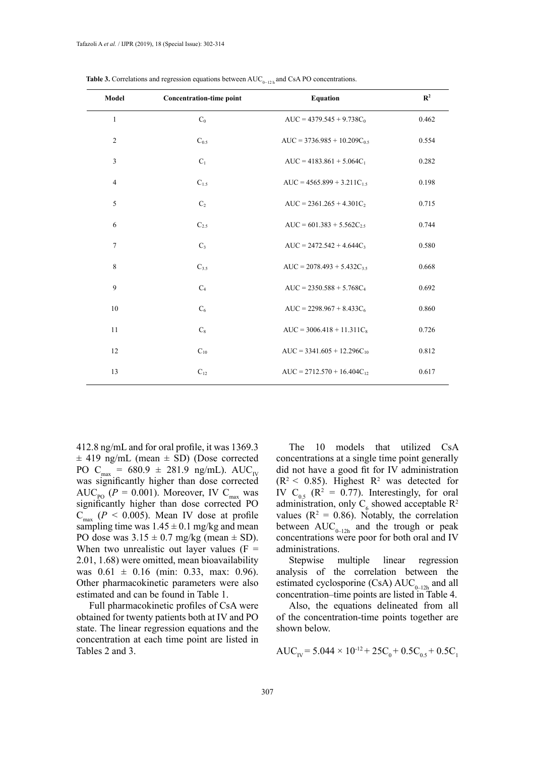**Table 3.** Correlations and regression equations between $AUC_{0-12\,h}$ and CsA PO concentrations.

| Model | Concentration-time point | Equation | $R^2$ |
|---|---|---|---|
| 1 | $C_0$ | $AUC = 4379.545 + 9.738C_0$ | 0.462 |
| 2 | $C_{0.5}$ | $AUC = 3736.985 + 10.209C_{0.5}$ | 0.554 |
| 3 | $C_1$ | $AUC = 4183.861 + 5.064C_1$ | 0.282 |
| 4 | $C_{1.5}$ | $AUC = 4565.899 + 3.211C_{1.5}$ | 0.198 |
| 5 | $C_2$ | $AUC = 2361.265 + 4.301C_2$ | 0.715 |
| 6 | $C_{2.5}$ | $AUC = 601.383 + 5.562C_{2.5}$ | 0.744 |
| 7 | $C_3$ | $AUC = 2472.542 + 4.644C_3$ | 0.580 |
| 8 | $C_{3.5}$ | $AUC = 2078.493 + 5.432C_{3.5}$ | 0.668 |
| 9 | $C_4$ | $AUC = 2350.588 + 5.768C_4$ | 0.692 |
| 10 | $C_6$ | $AUC = 2298.967 + 8.433C_6$ | 0.860 |
| 11 | $C_8$ | $AUC = 3006.418 + 11.311C_8$ | 0.726 |
| 12 | $C_{10}$ | $AUC = 3341.605 + 12.296C_{10}$ | 0.812 |
| 13 | $C_{12}$ | $AUC = 2712.570 + 16.404C_{12}$ | 0.617 |

412.8 ng/mL and for oral profile, it was 1369.3 ± 419 ng/mL (mean ± SD) (Dose corrected PO $C_{max}$ = 680.9 ± 281.9 ng/mL). $AUC_{IV}$ was significantly higher than dose corrected $AUC_{PO}$ ($P$ = 0.001). Moreover, IV $C_{max}$ was significantly higher than dose corrected PO $C_{max}$ ($P < 0.005$). Mean IV dose at profile sampling time was 1.45 ± 0.1 mg/kg and mean PO dose was 3.15 ± 0.7 mg/kg (mean ± SD). When two unrealistic out layer values (F = 2.01, 1.68) were omitted, mean bioavailability was 0.61 ± 0.16 (min: 0.33, max: 0.96). Other pharmacokinetic parameters were also estimated and can be found in Table 1.

Full pharmacokinetic profiles of CsA were obtained for twenty patients both at IV and PO state. The linear regression equations and the concentration at each time point are listed in Tables 2 and 3.

The 10 models that utilized CsA concentrations at a single time point generally did not have a good fit for IV administration ($R^2 < 0.85$). Highest $R^2$ was detected for IV $C_{0.5}$ ($R^2 = 0.77$). Interestingly, for oral administration, only $C_6$ showed acceptable $R^2$ values ($R^2 = 0.86$). Notably, the correlation between $AUC_{0-12h}$ and the trough or peak concentrations were poor for both oral and IV administrations.

Stepwise multiple linear regression analysis of the correlation between the estimated cyclosporine (CsA) $AUC_{0-12h}$ and all concentration–time points are listed in Table 4.

Also, the equations delineated from all of the concentration-time points together are shown below.

$AUC_{IV} = 5.044 \times 10^{-12} + 25C_0 + 0.5C_{0.5} + 0.5C_1$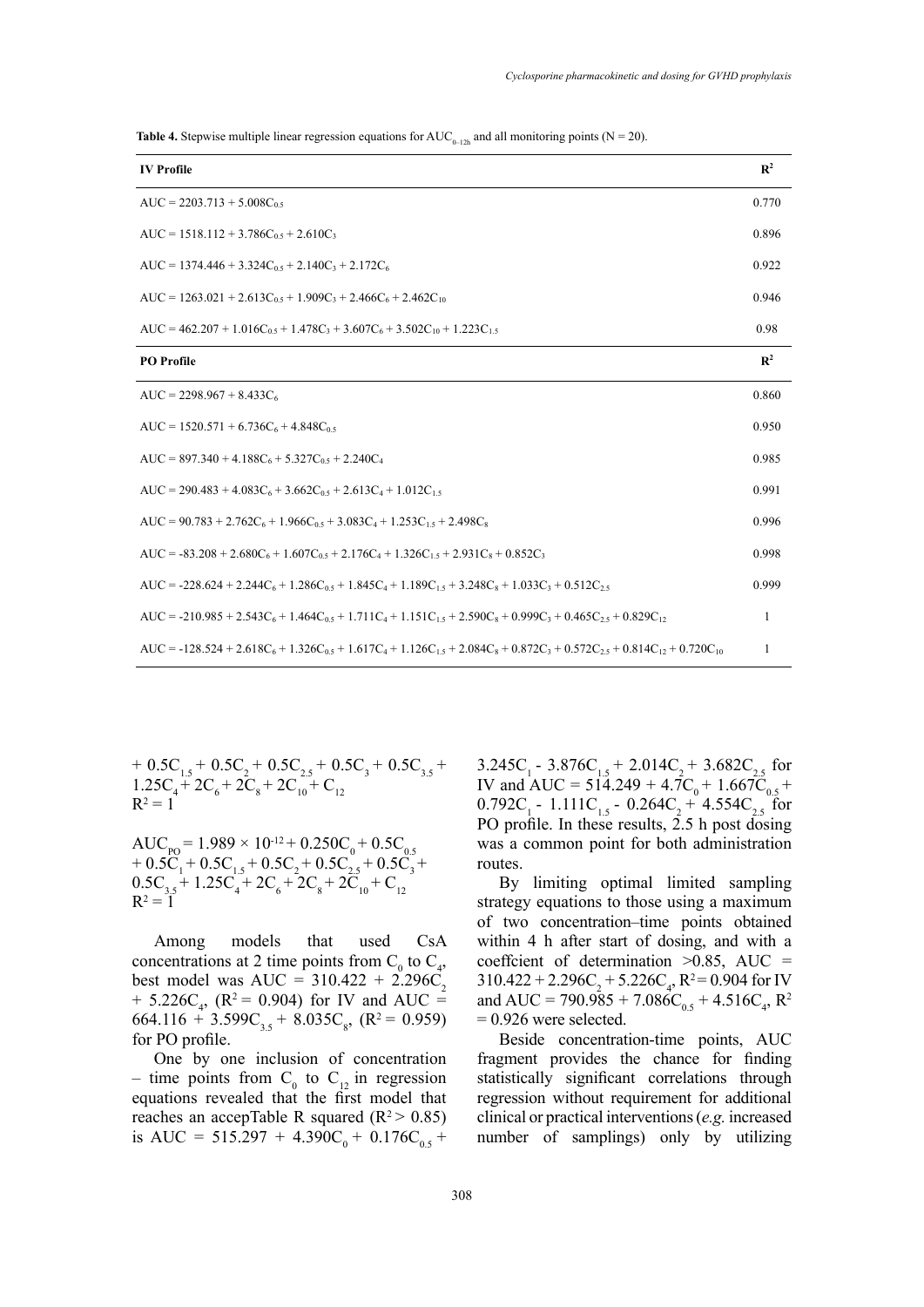**Table 4.** Stepwise multiple linear regression equations for $AUC_{0-12h}$ and all monitoring points (N = 20).

| IV Profile | $R^2$ |
|---|---|
| $AUC = 2203.713 + 5.008C_{0.5}$ | 0.770 |
| $AUC = 1518.112 + 3.786C_{0.5} + 2.610C_3$ | 0.896 |
| $AUC = 1374.446 + 3.324C_{0.5} + 2.140C_3 + 2.172C_6$ | 0.922 |
| $AUC = 1263.021 + 2.613C_{0.5} + 1.909C_3 + 2.466C_6 + 2.462C_{10}$ | 0.946 |
| $AUC = 462.207 + 1.016C_{0.5} + 1.478C_3 + 3.607C_6 + 3.502C_{10} + 1.223C_{1.5}$ | 0.98 |
| **PO Profile** | $R^2$ |
| $AUC = 2298.967 + 8.433C_6$ | 0.860 |
| $AUC = 1520.571 + 6.736C_6 + 4.848C_{0.5}$ | 0.950 |
| $AUC = 897.340 + 4.188C_6 + 5.327C_{0.5} + 2.240C_4$ | 0.985 |
| $AUC = 290.483 + 4.083C_6 + 3.662C_{0.5} + 2.613C_4 + 1.012C_{1.5}$ | 0.991 |
| $AUC = 90.783 + 2.762C_6 + 1.966C_{0.5} + 3.083C_4 + 1.253C_{1.5} + 2.498C_8$ | 0.996 |
| $AUC = -83.208 + 2.680C_6 + 1.607C_{0.5} + 2.176C_4 + 1.326C_{1.5} + 2.931C_8 + 0.852C_3$ | 0.998 |
| $AUC = -228.624 + 2.244C_6 + 1.286C_{0.5} + 1.845C_4 + 1.189C_{1.5} + 3.248C_8 + 1.033C_3 + 0.512C_{2.5}$ | 0.999 |
| $AUC = -210.985 + 2.543C_6 + 1.464C_{0.5} + 1.711C_4 + 1.151C_{1.5} + 2.590C_8 + 0.999C_3 + 0.465C_{2.5} + 0.829C_{12}$ | 1 |
| $AUC = -128.524 + 2.618C_6 + 1.326C_{0.5} + 1.617C_4 + 1.126C_{1.5} + 2.084C_8 + 0.872C_3 + 0.572C_{2.5} + 0.814C_{12} + 0.720C_{10}$ | 1 |

$+ 0.5C_{1.5} + 0.5C_2 + 0.5C_{2.5} + 0.5C_3 + 0.5C_{3.5} + 1.25C_4 + 2C_6 + 2C_8 + 2C_{10} + C_{12}$
$R^2 = 1$

$AUC_{PO} = 1.989 \times 10^{-12} + 0.250C_0 + 0.5C_{0.5} + 0.5C_1 + 0.5C_{1.5} + 0.5C_2 + 0.5C_{2.5} + 0.5C_3 + 0.5C_{3.5} + 1.25C_4 + 2C_6 + 2C_8 + 2C_{10} + C_{12}$
$R^2 = 1$

Among models that used CsA concentrations at 2 time points from $C_0$ to $C_4$, best model was $AUC = 310.422 + 2.296C_2 + 5.226C_4$, ($R^2 = 0.904$) for IV and $AUC = 664.116 + 3.599C_{3.5} + 8.035C_8$, ($R^2 = 0.959$) for PO profile.

One by one inclusion of concentration – time points from $C_0$ to $C_{12}$ in regression equations revealed that the first model that reaches an accepTable R squared ($R^2 > 0.85$) is $AUC = 515.297 + 4.390C_0 + 0.176C_{0.5} + 3.245C_1 - 3.876C_{1.5} + 2.014C_2 + 3.682C_{2.5}$ for IV and $AUC = 514.249 + 4.7C_0 + 1.667C_{0.5} + 0.792C_1 - 1.111C_{1.5} - 0.264C_2 + 4.554C_{2.5}$ for PO profile. In these results, 2.5 h post dosing was a common point for both administration routes.

By limiting optimal limited sampling strategy equations to those using a maximum of two concentration–time points obtained within 4 h after start of dosing, and with a coeffcient of determination >0.85, $AUC = 310.422 + 2.296C_2 + 5.226C_4$, $R^2 = 0.904$ for IV and $AUC = 790.985 + 7.086C_{0.5} + 4.516C_4$, $R^2 = 0.926$ were selected.

Beside concentration-time points, AUC fragment provides the chance for finding statistically significant correlations through regression without requirement for additional clinical or practical interventions (*e.g.* increased number of samplings) only by utilizing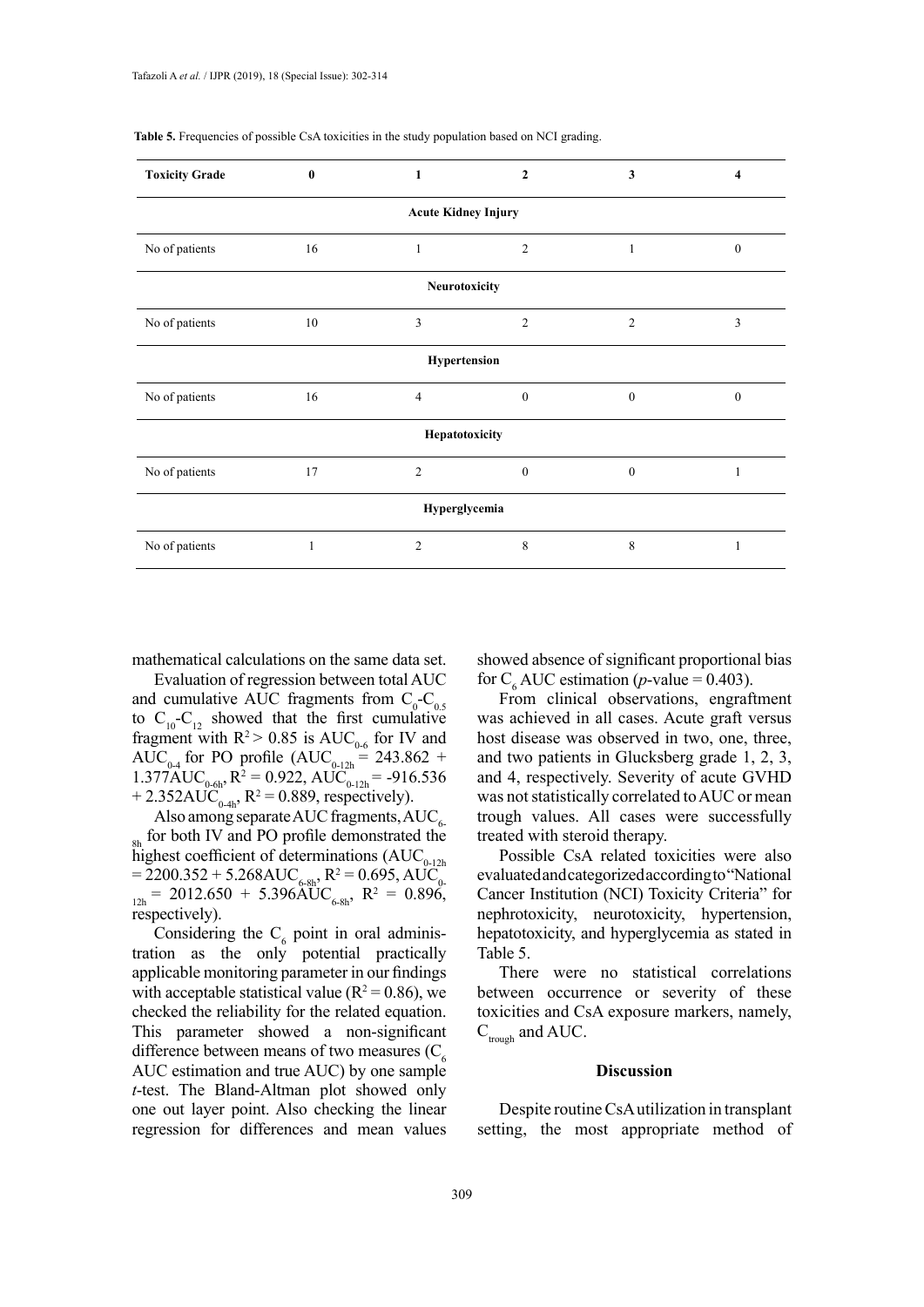**Table 5.** Frequencies of possible CsA toxicities in the study population based on NCI grading.

| Toxicity Grade | 0 | 1 | 2 | 3 | 4 |
|---|---|---|---|---|---|
| **Acute Kidney Injury** | | | | | |
| No of patients | 16 | 1 | 2 | 1 | 0 |
| **Neurotoxicity** | | | | | |
| No of patients | 10 | 3 | 2 | 2 | 3 |
| **Hypertension** | | | | | |
| No of patients | 16 | 4 | 0 | 0 | 0 |
| **Hepatotoxicity** | | | | | |
| No of patients | 17 | 2 | 0 | 0 | 1 |
| **Hyperglycemia** | | | | | |
| No of patients | 1 | 2 | 8 | 8 | 1 |

mathematical calculations on the same data set.

Evaluation of regression between total AUC and cumulative AUC fragments from $C_0$-$C_{0.5}$ to $C_{10}$-$C_{12}$ showed that the first cumulative fragment with $R^2 > 0.85$ is $AUC_{0-6}$ for IV and $AUC_{0-4}$ for PO profile ($AUC_{0-12h} = 243.862 + 1.377AUC_{0-6h}$, $R^2 = 0.922$, $AUC_{0-12h} = -916.536 + 2.352AUC_{0-4h}$, $R^2 = 0.889$, respectively).

Also among separate AUC fragments, $AUC_{6-8h}$ for both IV and PO profile demonstrated the highest coefficient of determinations ($AUC_{0-12h} = 2200.352 + 5.268AUC_{6-8h}$, $R^2 = 0.695$, $AUC_{0-12h} = 2012.650 + 5.396AUC_{6-8h}$, $R^2 = 0.896$, respectively).

Considering the $C_6$ point in oral administration as the only potential practically applicable monitoring parameter in our findings with acceptable statistical value ($R^2 = 0.86$), we checked the reliability for the related equation. This parameter showed a non-significant difference between means of two measures ($C_6$ AUC estimation and true AUC) by one sample *t*-test. The Bland-Altman plot showed only one out layer point. Also checking the linear regression for differences and mean values showed absence of significant proportional bias for $C_6$ AUC estimation (*p*-value = 0.403).

From clinical observations, engraftment was achieved in all cases. Acute graft versus host disease was observed in two, one, three, and two patients in Glucksberg grade 1, 2, 3, and 4, respectively. Severity of acute GVHD was not statistically correlated to AUC or mean trough values. All cases were successfully treated with steroid therapy.

Possible CsA related toxicities were also evaluated and categorized according to "National Cancer Institution (NCI) Toxicity Criteria" for nephrotoxicity, neurotoxicity, hypertension, hepatotoxicity, and hyperglycemia as stated in Table 5.

There were no statistical correlations between occurrence or severity of these toxicities and CsA exposure markers, namely, $C_{trough}$ and AUC.

## Discussion

Despite routine CsA utilization in transplant setting, the most appropriate method of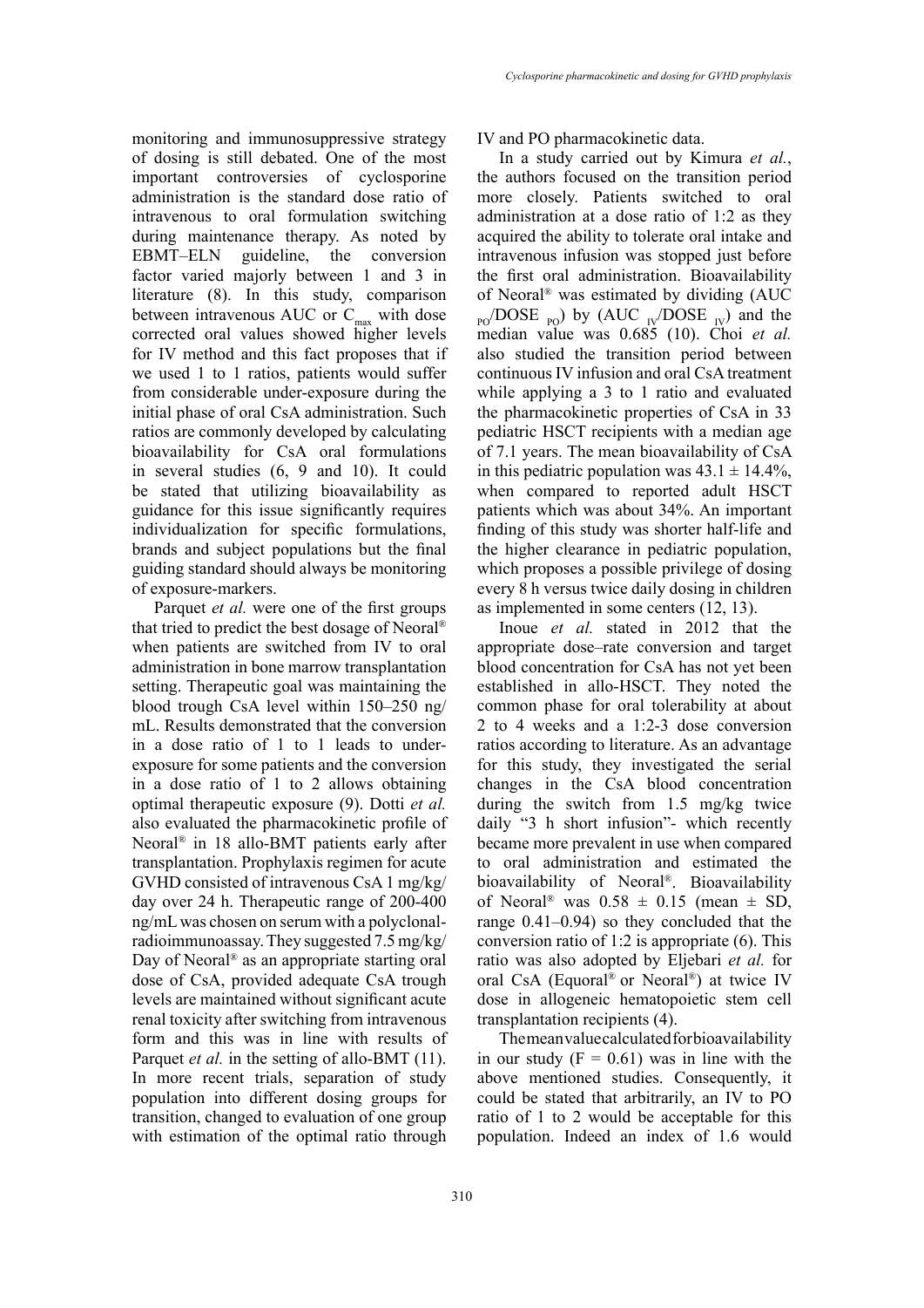monitoring and immunosuppressive strategy of dosing is still debated. One of the most important controversies of cyclosporine administration is the standard dose ratio of intravenous to oral formulation switching during maintenance therapy. As noted by EBMT–ELN guideline, the conversion factor varied majorly between 1 and 3 in literature (8). In this study, comparison between intravenous AUC or $C_{max}$ with dose corrected oral values showed higher levels for IV method and this fact proposes that if we used 1 to 1 ratios, patients would suffer from considerable under-exposure during the initial phase of oral CsA administration. Such ratios are commonly developed by calculating bioavailability for CsA oral formulations in several studies (6, 9 and 10). It could be stated that utilizing bioavailability as guidance for this issue significantly requires individualization for specific formulations, brands and subject populations but the final guiding standard should always be monitoring of exposure-markers.

Parquet *et al.* were one of the first groups that tried to predict the best dosage of Neoral® when patients are switched from IV to oral administration in bone marrow transplantation setting. Therapeutic goal was maintaining the blood trough CsA level within 150–250 ng/mL. Results demonstrated that the conversion in a dose ratio of 1 to 1 leads to under-exposure for some patients and the conversion in a dose ratio of 1 to 2 allows obtaining optimal therapeutic exposure (9). Dotti *et al.* also evaluated the pharmacokinetic profile of Neoral® in 18 allo-BMT patients early after transplantation. Prophylaxis regimen for acute GVHD consisted of intravenous CsA 1 mg/kg/day over 24 h. Therapeutic range of 200-400 ng/mL was chosen on serum with a polyclonal-radioimmunoassay. They suggested 7.5 mg/kg/Day of Neoral® as an appropriate starting oral dose of CsA, provided adequate CsA trough levels are maintained without significant acute renal toxicity after switching from intravenous form and this was in line with results of Parquet *et al.* in the setting of allo-BMT (11). In more recent trials, separation of study population into different dosing groups for transition, changed to evaluation of one group with estimation of the optimal ratio through IV and PO pharmacokinetic data.

In a study carried out by Kimura *et al.*, the authors focused on the transition period more closely. Patients switched to oral administration at a dose ratio of 1:2 as they acquired the ability to tolerate oral intake and intravenous infusion was stopped just before the first oral administration. Bioavailability of Neoral® was estimated by dividing ($AUC_{PO}/DOSE_{PO}$) by ($AUC_{IV}/DOSE_{IV}$) and the median value was 0.685 (10). Choi *et al.* also studied the transition period between continuous IV infusion and oral CsA treatment while applying a 3 to 1 ratio and evaluated the pharmacokinetic properties of CsA in 33 pediatric HSCT recipients with a median age of 7.1 years. The mean bioavailability of CsA in this pediatric population was $43.1 \pm 14.4\%$, when compared to reported adult HSCT patients which was about 34%. An important finding of this study was shorter half-life and the higher clearance in pediatric population, which proposes a possible privilege of dosing every 8 h versus twice daily dosing in children as implemented in some centers (12, 13).

Inoue *et al.* stated in 2012 that the appropriate dose–rate conversion and target blood concentration for CsA has not yet been established in allo-HSCT. They noted the common phase for oral tolerability at about 2 to 4 weeks and a 1:2-3 dose conversion ratios according to literature. As an advantage for this study, they investigated the serial changes in the CsA blood concentration during the switch from 1.5 mg/kg twice daily "3 h short infusion"- which recently became more prevalent in use when compared to oral administration and estimated the bioavailability of Neoral®. Bioavailability of Neoral® was $0.58 \pm 0.15$ (mean ± SD, range 0.41–0.94) so they concluded that the conversion ratio of 1:2 is appropriate (6). This ratio was also adopted by Eljebari *et al.* for oral CsA (Equoral® or Neoral®) at twice IV dose in allogeneic hematopoietic stem cell transplantation recipients (4).

The mean value calculated for bioavailability in our study ($F = 0.61$) was in line with the above mentioned studies. Consequently, it could be stated that arbitrarily, an IV to PO ratio of 1 to 2 would be acceptable for this population. Indeed an index of 1.6 would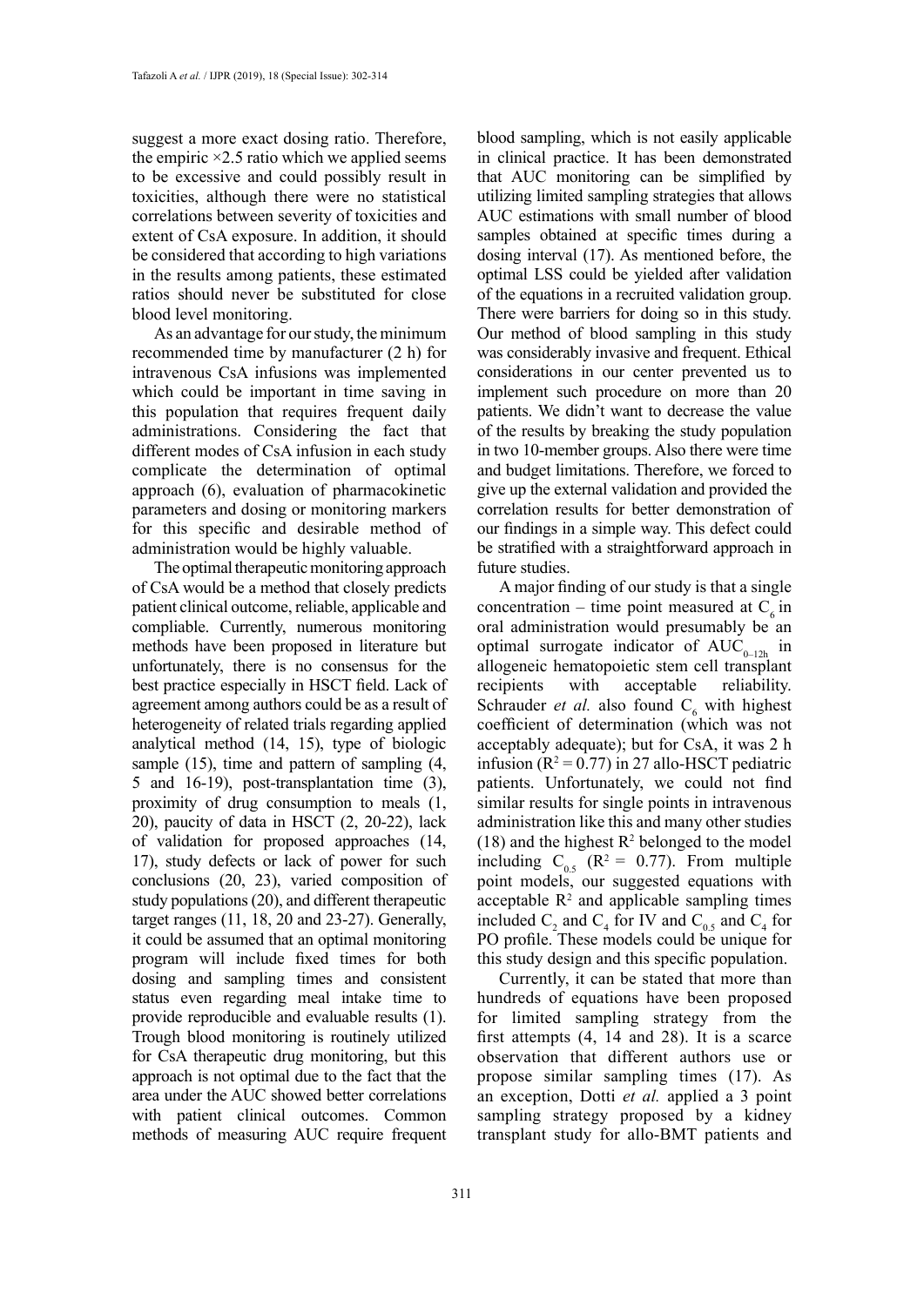suggest a more exact dosing ratio. Therefore, the empiric ×2.5 ratio which we applied seems to be excessive and could possibly result in toxicities, although there were no statistical correlations between severity of toxicities and extent of CsA exposure. In addition, it should be considered that according to high variations in the results among patients, these estimated ratios should never be substituted for close blood level monitoring.

As an advantage for our study, the minimum recommended time by manufacturer (2 h) for intravenous CsA infusions was implemented which could be important in time saving in this population that requires frequent daily administrations. Considering the fact that different modes of CsA infusion in each study complicate the determination of optimal approach (6), evaluation of pharmacokinetic parameters and dosing or monitoring markers for this specific and desirable method of administration would be highly valuable.

The optimal therapeutic monitoring approach of CsA would be a method that closely predicts patient clinical outcome, reliable, applicable and compliable. Currently, numerous monitoring methods have been proposed in literature but unfortunately, there is no consensus for the best practice especially in HSCT field. Lack of agreement among authors could be as a result of heterogeneity of related trials regarding applied analytical method (14, 15), type of biologic sample (15), time and pattern of sampling (4, 5 and 16-19), post-transplantation time (3), proximity of drug consumption to meals (1, 20), paucity of data in HSCT (2, 20-22), lack of validation for proposed approaches (14, 17), study defects or lack of power for such conclusions (20, 23), varied composition of study populations (20), and different therapeutic target ranges (11, 18, 20 and 23-27). Generally, it could be assumed that an optimal monitoring program will include fixed times for both dosing and sampling times and consistent status even regarding meal intake time to provide reproducible and evaluable results (1). Trough blood monitoring is routinely utilized for CsA therapeutic drug monitoring, but this approach is not optimal due to the fact that the area under the AUC showed better correlations with patient clinical outcomes. Common methods of measuring AUC require frequent blood sampling, which is not easily applicable in clinical practice. It has been demonstrated that AUC monitoring can be simplified by utilizing limited sampling strategies that allows AUC estimations with small number of blood samples obtained at specific times during a dosing interval (17). As mentioned before, the optimal LSS could be yielded after validation of the equations in a recruited validation group. There were barriers for doing so in this study. Our method of blood sampling in this study was considerably invasive and frequent. Ethical considerations in our center prevented us to implement such procedure on more than 20 patients. We didn't want to decrease the value of the results by breaking the study population in two 10-member groups. Also there were time and budget limitations. Therefore, we forced to give up the external validation and provided the correlation results for better demonstration of our findings in a simple way. This defect could be stratified with a straightforward approach in future studies.

A major finding of our study is that a single concentration – time point measured at $C_6$ in oral administration would presumably be an optimal surrogate indicator of $AUC_{0–12h}$ in allogeneic hematopoietic stem cell transplant recipients with acceptable reliability. Schrauder *et al.* also found $C_6$ with highest coefficient of determination (which was not acceptably adequate); but for CsA, it was 2 h infusion ($R^2 = 0.77$) in 27 allo-HSCT pediatric patients. Unfortunately, we could not find similar results for single points in intravenous administration like this and many other studies (18) and the highest $R^2$ belonged to the model including $C_{0.5}$ ($R^2 = 0.77$). From multiple point models, our suggested equations with acceptable $R^2$ and applicable sampling times included $C_2$ and $C_4$ for IV and $C_{0.5}$ and $C_4$ for PO profile. These models could be unique for this study design and this specific population.

Currently, it can be stated that more than hundreds of equations have been proposed for limited sampling strategy from the first attempts (4, 14 and 28). It is a scarce observation that different authors use or propose similar sampling times (17). As an exception, Dotti *et al.* applied a 3 point sampling strategy proposed by a kidney transplant study for allo-BMT patients and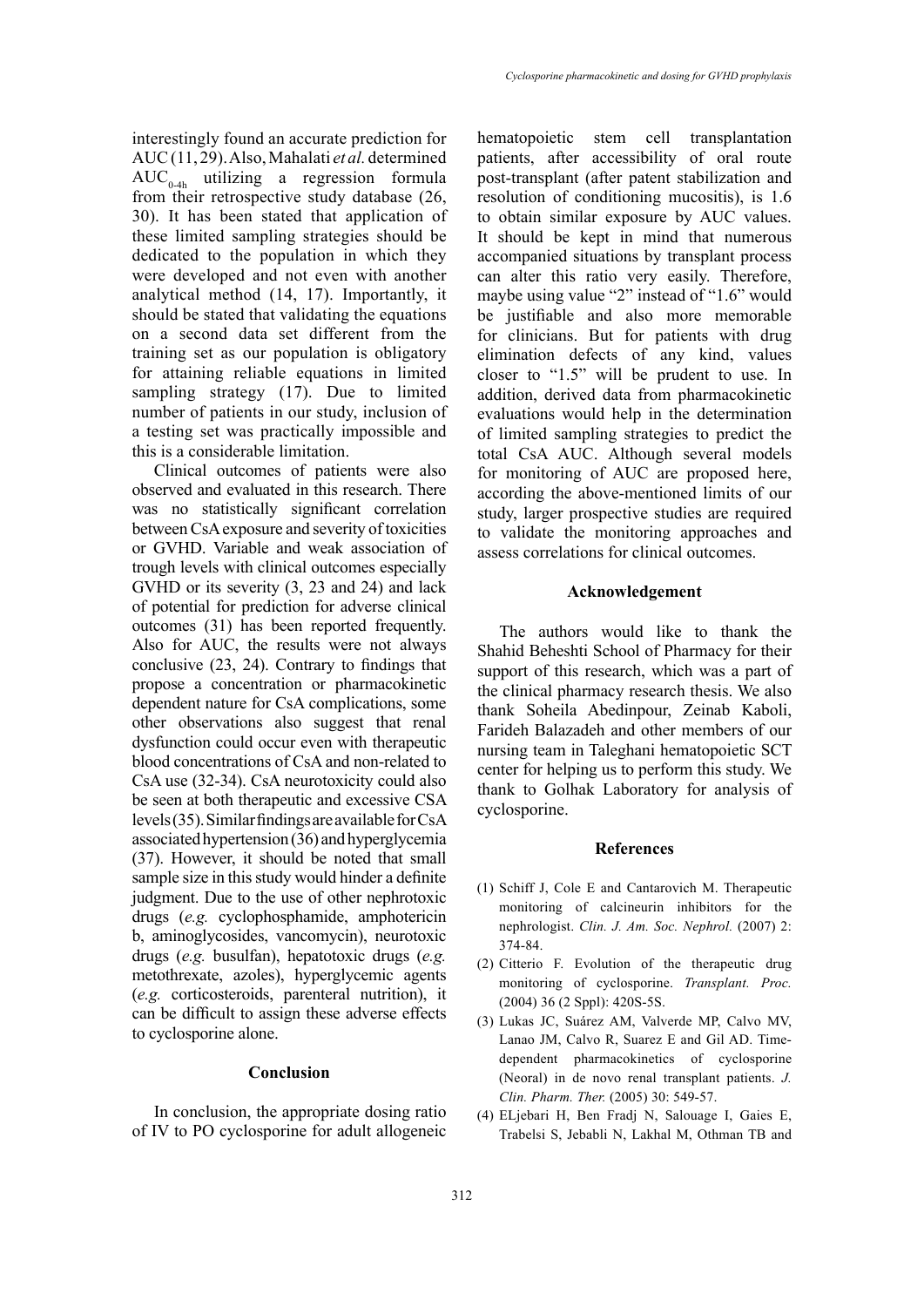interestingly found an accurate prediction for AUC (11, 29). Also, Mahalati *et al.* determined $AUC_{0-4h}$ utilizing a regression formula from their retrospective study database (26, 30). It has been stated that application of these limited sampling strategies should be dedicated to the population in which they were developed and not even with another analytical method (14, 17). Importantly, it should be stated that validating the equations on a second data set different from the training set as our population is obligatory for attaining reliable equations in limited sampling strategy (17). Due to limited number of patients in our study, inclusion of a testing set was practically impossible and this is a considerable limitation.

Clinical outcomes of patients were also observed and evaluated in this research. There was no statistically significant correlation between CsA exposure and severity of toxicities or GVHD. Variable and weak association of trough levels with clinical outcomes especially GVHD or its severity (3, 23 and 24) and lack of potential for prediction for adverse clinical outcomes (31) has been reported frequently. Also for AUC, the results were not always conclusive (23, 24). Contrary to findings that propose a concentration or pharmacokinetic dependent nature for CsA complications, some other observations also suggest that renal dysfunction could occur even with therapeutic blood concentrations of CsA and non-related to CsA use (32-34). CsA neurotoxicity could also be seen at both therapeutic and excessive CSA levels (35). Similar findings are available for CsA associated hypertension (36) and hyperglycemia (37). However, it should be noted that small sample size in this study would hinder a definite judgment. Due to the use of other nephrotoxic drugs (*e.g.* cyclophosphamide, amphotericin b, aminoglycosides, vancomycin), neurotoxic drugs (*e.g.* busulfan), hepatotoxic drugs (*e.g.* metothrexate, azoles), hyperglycemic agents (*e.g.* corticosteroids, parenteral nutrition), it can be difficult to assign these adverse effects to cyclosporine alone.

## Conclusion

In conclusion, the appropriate dosing ratio of IV to PO cyclosporine for adult allogeneic hematopoietic stem cell transplantation patients, after accessibility of oral route post-transplant (after patent stabilization and resolution of conditioning mucositis), is 1.6 to obtain similar exposure by AUC values. It should be kept in mind that numerous accompanied situations by transplant process can alter this ratio very easily. Therefore, maybe using value "2" instead of "1.6" would be justifiable and also more memorable for clinicians. But for patients with drug elimination defects of any kind, values closer to "1.5" will be prudent to use. In addition, derived data from pharmacokinetic evaluations would help in the determination of limited sampling strategies to predict the total CsA AUC. Although several models for monitoring of AUC are proposed here, according the above-mentioned limits of our study, larger prospective studies are required to validate the monitoring approaches and assess correlations for clinical outcomes.

## Acknowledgement

The authors would like to thank the Shahid Beheshti School of Pharmacy for their support of this research, which was a part of the clinical pharmacy research thesis. We also thank Soheila Abedinpour, Zeinab Kaboli, Farideh Balazadeh and other members of our nursing team in Taleghani hematopoietic SCT center for helping us to perform this study. We thank to Golhak Laboratory for analysis of cyclosporine.

## References

(1) Schiff J, Cole E and Cantarovich M. Therapeutic monitoring of calcineurin inhibitors for the nephrologist. *Clin. J. Am. Soc. Nephrol.* (2007) 2: 374-84.

(2) Citterio F. Evolution of the therapeutic drug monitoring of cyclosporine. *Transplant. Proc.* (2004) 36 (2 Sppl): 420S-5S.

(3) Lukas JC, Suárez AM, Valverde MP, Calvo MV, Lanao JM, Calvo R, Suarez E and Gil AD. Time-dependent pharmacokinetics of cyclosporine (Neoral) in de novo renal transplant patients. *J. Clin. Pharm. Ther.* (2005) 30: 549-57.

(4) ELjebari H, Ben Fradj N, Salouage I, Gaies E, Trabelsi S, Jebabli N, Lakhal M, Othman TB and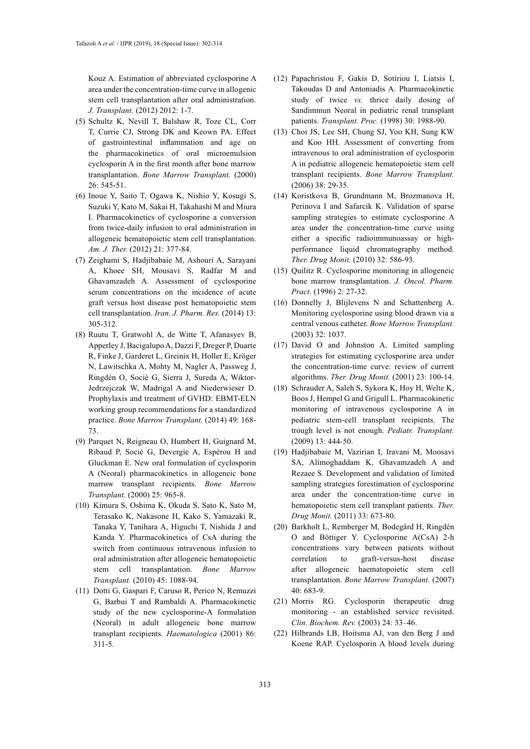Kouz A. Estimation of abbreviated cyclosporine A area under the concentration-time curve in allogenic stem cell transplantation after oral administration. *J. Transplant.* (2012) 2012: 1-7.

(5) Schultz K, Nevill T, Balshaw R, Toze CL, Corr T, Currie CJ, Strong DK and Keown PA. Effect of gastrointestinal inflammation and age on the pharmacokinetics of oral microemulsion cyclosporin A in the first month after bone marrow transplantation. *Bone Marrow Transplant.* (2000) 26: 545-51.

(6) Inoue Y, Saito T, Ogawa K, Nishio Y, Kosugi S, Suzuki Y, Kato M, Sakai H, Takahashi M and Miura I. Pharmacokinetics of cyclosporine a conversion from twice-daily infusion to oral administration in allogeneic hematopoietic stem cell transplantation. *Am. J. Ther.* (2012) 21: 377-84.

(7) Zeighami S, Hadjibabaie M, Ashouri A, Sarayani A, Khoee SH, Mousavi S, Radfar M and Ghavamzadeh A. Assessment of cyclosporine serum concentrations on the incidence of acute graft versus host disease post hematopoietic stem cell transplantation. *Iran. J. Pharm. Res.* (2014) 13: 305-312.

(8) Ruutu T, Gratwohl A, de Witte T, Afanasyev B, Apperley J, Bacigalupo A, Dazzi F, Dreger P, Duarte R, Finke J, Garderet L, Greinix H, Holler E, Kröger N, Lawitschka A, Mohty M, Nagler A, Passweg J, Ringdén O, Socié G, Sierra J, Sureda A, Wiktor-Jedrzejczak W, Madrigal A and Niederwieser D. Prophylaxis and treatment of GVHD: EBMT-ELN working group recommendations for a standardized practice. *Bone Marrow Transplant.* (2014) 49: 168-73.

(9) Parquet N, Reigneau O, Humbert H, Guignard M, Ribaud P, Socié G, Devergie A, Espérou H and Gluckman E. New oral formulation of cyclosporin A (Neoral) pharmacokinetics in allogeneic bone marrow transplant recipients. *Bone Marrow Transplant.* (2000) 25: 965-8.

(10) Kimura S, Oshima K, Okuda S, Sato K, Sato M, Terasako K, Nakasone H, Kako S, Yamazaki R, Tanaka Y, Tanihara A, Higuchi T, Nishida J and Kanda Y. Pharmacokinetics of CsA during the switch from continuous intravenous infusion to oral administration after allogeneic hematopoietic stem cell transplantation. *Bone Marrow Transplant.* (2010) 45: 1088-94.

(11) Dotti G, Gaspari F, Caruso R, Perico N, Remuzzi G, Barbui T and Rambaldi A. Pharmacokinetic study of the new cyclosporine-A formulation (Neoral) in adult allogeneic bone marrow transplant recipients. *Haematologica* (2001) 86: 311-5.

(12) Papachristou F, Gakis D, Sotiriou I, Liatsis I, Takoudas D and Antoniadis A. Pharmacokinetic study of twice *vs.* thrice daily dosing of Sandimmun Neoral in pediatric renal transplant patients. *Transplant. Proc.* (1998) 30: 1988-90.

(13) Choi JS, Lee SH, Chung SJ, Yoo KH, Sung KW and Koo HH. Assessment of converting from intravenous to oral administration of cyclosporin A in pediatric allogeneic hematopoietic stem cell transplant recipients. *Bone Marrow Transplant.* (2006) 38: 29-35.

(14) Koristkova B, Grundmann M, Brozmanova H, Perinova I and Safarcik K. Validation of sparse sampling strategies to estimate cyclosporine A area under the concentration-time curve using either a specific radioimmunoassay or high-performance liquid chromatography method. *Ther. Drug Monit.* (2010) 32: 586-93.

(15) Quilitz R. Cyclosporine monitoring in allogeneic bone marrow transplantation. *J. Oncol. Pharm. Pract.* (1996) 2: 27-32.

(16) Donnelly J, Blijlevens N and Schattenberg A. Monitoring cyclosporine using blood drawn via a central venous catheter. *Bone Marrow Transplant.* (2003) 32: 1037.

(17) David O and Johnston A. Limited sampling strategies for estimating cyclosporine area under the concentration-time curve: review of current algorithms. *Ther. Drug Monit.* (2001) 23: 100-14.

(18) Schrauder A, Saleh S, Sykora K, Hoy H, Welte K, Boos J, Hempel G and Grigull L. Pharmacokinetic monitoring of intravenous cyclosporine A in pediatric stem-cell transplant recipients. The trough level is not enough. *Pediatr. Transplant.* (2009) 13: 444-50.

(19) Hadjibabaie M, Vazirian I, Iravani M, Moosavi SA, Alimoghaddam K, Ghavamzadeh A and Rezaee S. Development and validation of limited sampling strategies forestimation of cyclosporine area under the concentration-time curve in hematopoietic stem cell transplant patients. *Ther. Drug Monit.* (2011) 33: 673-80.

(20) Barkholt L, Remberger M, Bodegård H, Ringdén O and Böttiger Y. Cyclosporine A(CsA) 2-h concentrations vary between patients without correlation to graft-versus-host disease after allogeneic haematopoietic stem cell transplantation. *Bone Marrow Transplant.* (2007) 40: 683-9.

(21) Morris RG. Cyclosporin therapeutic drug monitoring - an established service revisited. *Clin. Biochem. Rev.* (2003) 24: 33–46.

(22) Hilbrands LB, Hoitsma AJ, van den Berg J and Koene RAP. Cyclosporin A blood levels during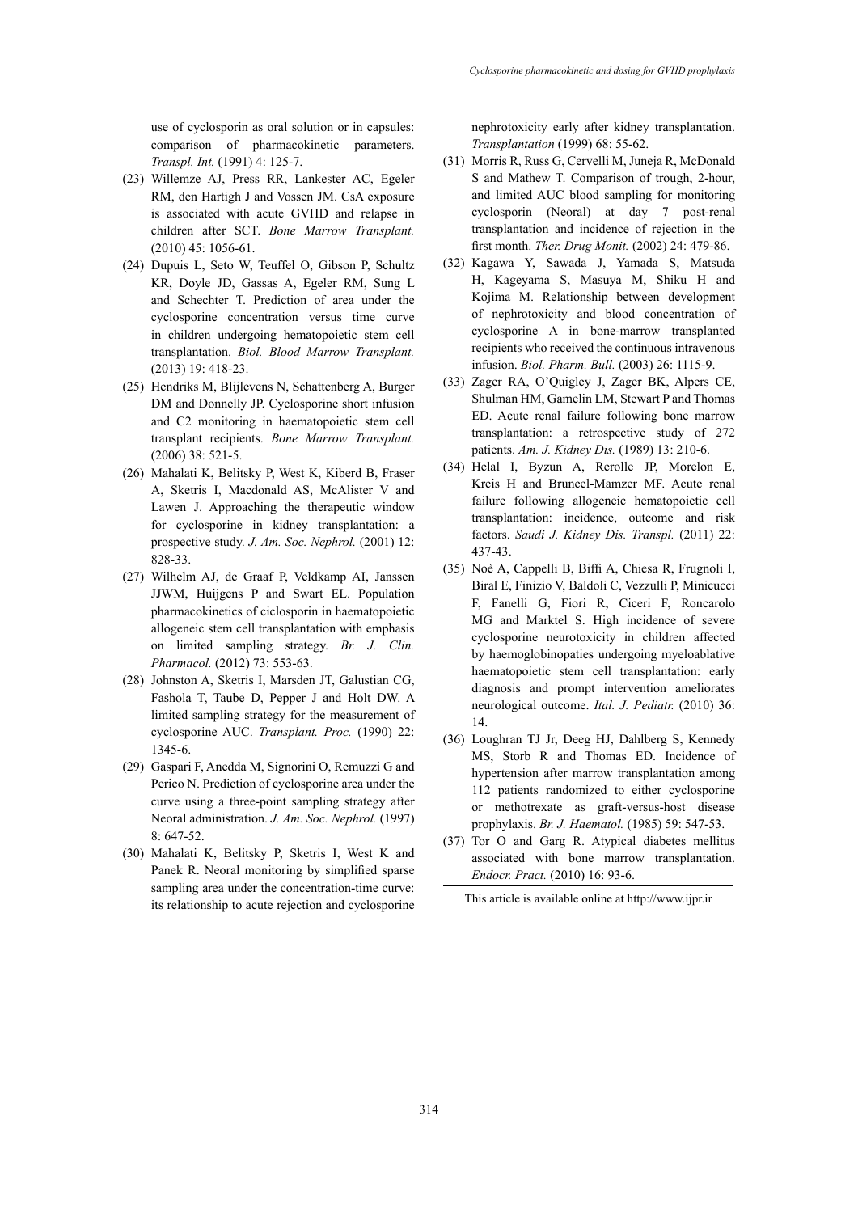use of cyclosporin as oral solution or in capsules: comparison of pharmacokinetic parameters. *Transpl. Int.* (1991) 4: 125-7.

(23) Willemze AJ, Press RR, Lankester AC, Egeler RM, den Hartigh J and Vossen JM. CsA exposure is associated with acute GVHD and relapse in children after SCT. *Bone Marrow Transplant.* (2010) 45: 1056-61.

(24) Dupuis L, Seto W, Teuffel O, Gibson P, Schultz KR, Doyle JD, Gassas A, Egeler RM, Sung L and Schechter T. Prediction of area under the cyclosporine concentration versus time curve in children undergoing hematopoietic stem cell transplantation. *Biol. Blood Marrow Transplant.* (2013) 19: 418-23.

(25) Hendriks M, Blijlevens N, Schattenberg A, Burger DM and Donnelly JP. Cyclosporine short infusion and C2 monitoring in haematopoietic stem cell transplant recipients. *Bone Marrow Transplant.* (2006) 38: 521-5.

(26) Mahalati K, Belitsky P, West K, Kiberd B, Fraser A, Sketris I, Macdonald AS, McAlister V and Lawen J. Approaching the therapeutic window for cyclosporine in kidney transplantation: a prospective study. *J. Am. Soc. Nephrol.* (2001) 12: 828-33.

(27) Wilhelm AJ, de Graaf P, Veldkamp AI, Janssen JJWM, Huijgens P and Swart EL. Population pharmacokinetics of ciclosporin in haematopoietic allogeneic stem cell transplantation with emphasis on limited sampling strategy. *Br. J. Clin. Pharmacol.* (2012) 73: 553-63.

(28) Johnston A, Sketris I, Marsden JT, Galustian CG, Fashola T, Taube D, Pepper J and Holt DW. A limited sampling strategy for the measurement of cyclosporine AUC. *Transplant. Proc.* (1990) 22: 1345-6.

(29) Gaspari F, Anedda M, Signorini O, Remuzzi G and Perico N. Prediction of cyclosporine area under the curve using a three-point sampling strategy after Neoral administration. *J. Am. Soc. Nephrol.* (1997) 8: 647-52.

(30) Mahalati K, Belitsky P, Sketris I, West K and Panek R. Neoral monitoring by simplified sparse sampling area under the concentration-time curve: its relationship to acute rejection and cyclosporine nephrotoxicity early after kidney transplantation. *Transplantation* (1999) 68: 55-62.

(31) Morris R, Russ G, Cervelli M, Juneja R, McDonald S and Mathew T. Comparison of trough, 2-hour, and limited AUC blood sampling for monitoring cyclosporin (Neoral) at day 7 post-renal transplantation and incidence of rejection in the first month. *Ther. Drug Monit.* (2002) 24: 479-86.

(32) Kagawa Y, Sawada J, Yamada S, Matsuda H, Kageyama S, Masuya M, Shiku H and Kojima M. Relationship between development of nephrotoxicity and blood concentration of cyclosporine A in bone-marrow transplanted recipients who received the continuous intravenous infusion. *Biol. Pharm. Bull.* (2003) 26: 1115-9.

(33) Zager RA, O'Quigley J, Zager BK, Alpers CE, Shulman HM, Gamelin LM, Stewart P and Thomas ED. Acute renal failure following bone marrow transplantation: a retrospective study of 272 patients. *Am. J. Kidney Dis.* (1989) 13: 210-6.

(34) Helal I, Byzun A, Rerolle JP, Morelon E, Kreis H and Bruneel-Mamzer MF. Acute renal failure following allogeneic hematopoietic cell transplantation: incidence, outcome and risk factors. *Saudi J. Kidney Dis. Transpl.* (2011) 22: 437-43.

(35) Noè A, Cappelli B, Biffi A, Chiesa R, Frugnoli I, Biral E, Finizio V, Baldoli C, Vezzulli P, Minicucci F, Fanelli G, Fiori R, Ciceri F, Roncarolo MG and Marktel S. High incidence of severe cyclosporine neurotoxicity in children affected by haemoglobinopaties undergoing myeloablative haematopoietic stem cell transplantation: early diagnosis and prompt intervention ameliorates neurological outcome. *Ital. J. Pediatr.* (2010) 36: 14.

(36) Loughran TJ Jr, Deeg HJ, Dahlberg S, Kennedy MS, Storb R and Thomas ED. Incidence of hypertension after marrow transplantation among 112 patients randomized to either cyclosporine or methotrexate as graft-versus-host disease prophylaxis. *Br. J. Haematol.* (1985) 59: 547-53.

(37) Tor O and Garg R. Atypical diabetes mellitus associated with bone marrow transplantation. *Endocr. Pract.* (2010) 16: 93-6.

This article is available online at http://www.ijpr.ir